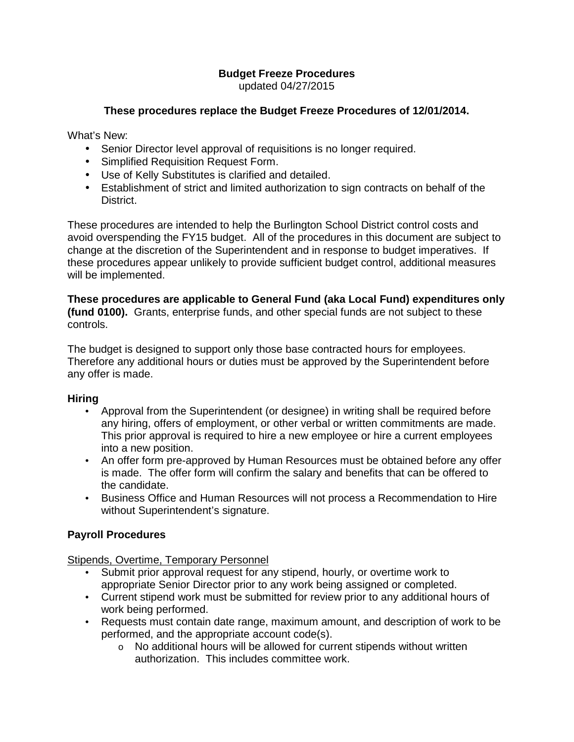# Budget Freeze Procedures

updated 04/27/2015

**These procedures replace the Budget Freeze Procedures of 12/01/2014.**

What's New:

- Senior Director level approval of requisitions is no longer required.
- Simplified Requisition Request Form.
- Use of Kelly Substitutes is clarified and detailed.
- Establishment of strict and limited authorization to sign contracts on behalf of the District.

These procedures are intended to help the Burlington School District control costs and avoid overspending the FY15 budget. All of the procedures in this document are subject to change at the discretion of the Superintendent and in response to budget imperatives. If these procedures appear unlikely to provide sufficient budget control, additional measures will be implemented.

**These procedures are applicable to General Fund (aka Local Fund) expenditures only (fund 0100).** Grants, enterprise funds, and other special funds are not subject to these controls.

The budget is designed to support only those base contracted hours for employees. Therefore any additional hours or duties must be approved by the Superintendent before any offer is made.

## Hiring

- Approval from the Superintendent (or designee) in writing shall be required before any hiring, offers of employment, or other verbal or written commitments are made. This prior approval is required to hire a new employee or hire a current employees into a new position.
- An offer form pre-approved by Human Resources must be obtained before any offer is made. The offer form will confirm the salary and benefits that can be offered to the candidate.
- Business Office and Human Resources will not process a Recommendation to Hire without Superintendent's signature.

## Payroll Procedures

Stipends, Overtime, Temporary Personnel

- Submit prior approval request for any stipend, hourly, or overtime work to appropriate Senior Director prior to any work being assigned or completed.
- Current stipend work must be submitted for review prior to any additional hours of work being performed.
- Requests must contain date range, maximum amount, and description of work to be performed, and the appropriate account code(s).
  - No additional hours will be allowed for current stipends without written authorization. This includes committee work.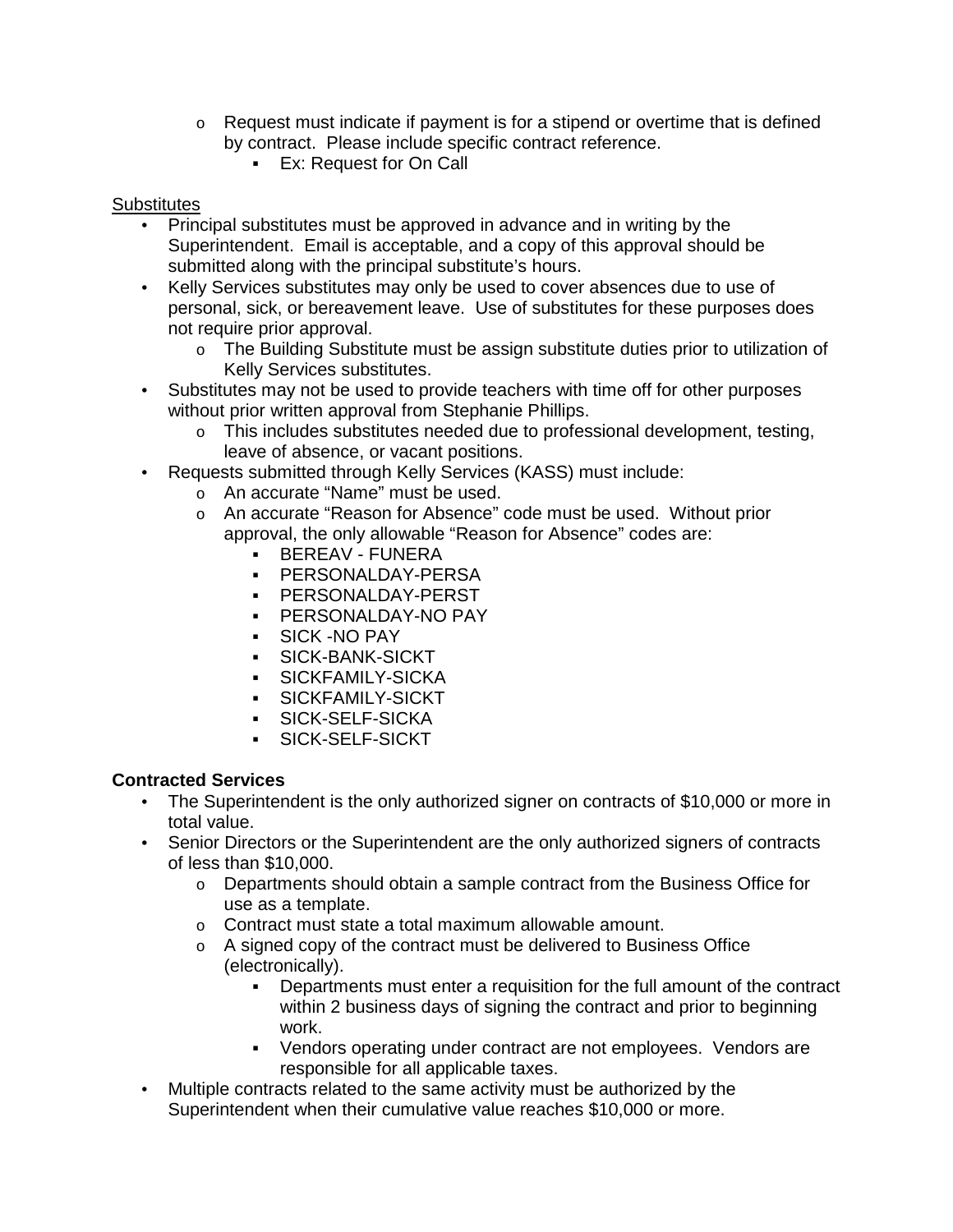- Request must indicate if payment is for a stipend or overtime that is defined by contract. Please include specific contract reference.
  - Ex: Request for On Call

Substitutes

- Principal substitutes must be approved in advance and in writing by the Superintendent. Email is acceptable, and a copy of this approval should be submitted along with the principal substitute's hours.
- Kelly Services substitutes may only be used to cover absences due to use of personal, sick, or bereavement leave. Use of substitutes for these purposes does not require prior approval.
  - The Building Substitute must be assign substitute duties prior to utilization of Kelly Services substitutes.
- Substitutes may not be used to provide teachers with time off for other purposes without prior written approval from Stephanie Phillips.
  - This includes substitutes needed due to professional development, testing, leave of absence, or vacant positions.
- Requests submitted through Kelly Services (KASS) must include:
  - An accurate "Name" must be used.
  - An accurate "Reason for Absence" code must be used. Without prior approval, the only allowable "Reason for Absence" codes are:
    - BEREAV - FUNERA
    - PERSONALDAY-PERSA
    - PERSONALDAY-PERST
    - PERSONALDAY-NO PAY
    - SICK -NO PAY
    - SICK-BANK-SICKT
    - SICKFAMILY-SICKA
    - SICKFAMILY-SICKT
    - SICK-SELF-SICKA
    - SICK-SELF-SICKT

**Contracted Services**

- The Superintendent is the only authorized signer on contracts of $10,000 or more in total value.
- Senior Directors or the Superintendent are the only authorized signers of contracts of less than $10,000.
  - Departments should obtain a sample contract from the Business Office for use as a template.
  - Contract must state a total maximum allowable amount.
  - A signed copy of the contract must be delivered to Business Office (electronically).
    - Departments must enter a requisition for the full amount of the contract within 2 business days of signing the contract and prior to beginning work.
    - Vendors operating under contract are not employees. Vendors are responsible for all applicable taxes.
- Multiple contracts related to the same activity must be authorized by the Superintendent when their cumulative value reaches $10,000 or more.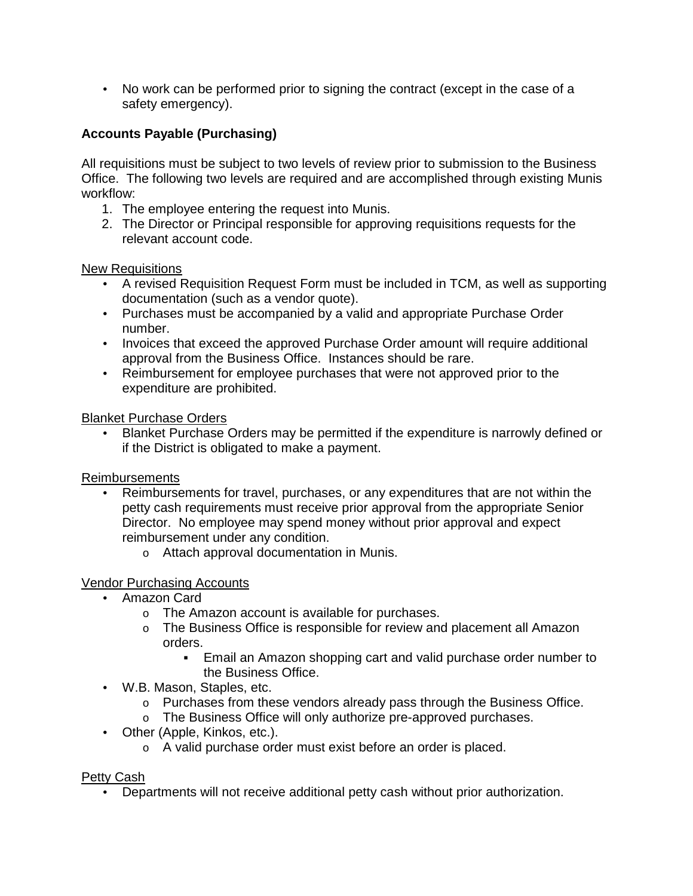- No work can be performed prior to signing the contract (except in the case of a safety emergency).

**Accounts Payable (Purchasing)**

All requisitions must be subject to two levels of review prior to submission to the Business Office. The following two levels are required and are accomplished through existing Munis workflow:

1. The employee entering the request into Munis.
2. The Director or Principal responsible for approving requisitions requests for the relevant account code.

<u>New Requisitions</u>

- A revised Requisition Request Form must be included in TCM, as well as supporting documentation (such as a vendor quote).
- Purchases must be accompanied by a valid and appropriate Purchase Order number.
- Invoices that exceed the approved Purchase Order amount will require additional approval from the Business Office. Instances should be rare.
- Reimbursement for employee purchases that were not approved prior to the expenditure are prohibited.

<u>Blanket Purchase Orders</u>

- Blanket Purchase Orders may be permitted if the expenditure is narrowly defined or if the District is obligated to make a payment.

<u>Reimbursements</u>

- Reimbursements for travel, purchases, or any expenditures that are not within the petty cash requirements must receive prior approval from the appropriate Senior Director. No employee may spend money without prior approval and expect reimbursement under any condition.
  - Attach approval documentation in Munis.

<u>Vendor Purchasing Accounts</u>

- Amazon Card
  - The Amazon account is available for purchases.
  - The Business Office is responsible for review and placement all Amazon orders.
    - Email an Amazon shopping cart and valid purchase order number to the Business Office.
- W.B. Mason, Staples, etc.
  - Purchases from these vendors already pass through the Business Office.
  - The Business Office will only authorize pre-approved purchases.
- Other (Apple, Kinkos, etc.).
  - A valid purchase order must exist before an order is placed.

<u>Petty Cash</u>

- Departments will not receive additional petty cash without prior authorization.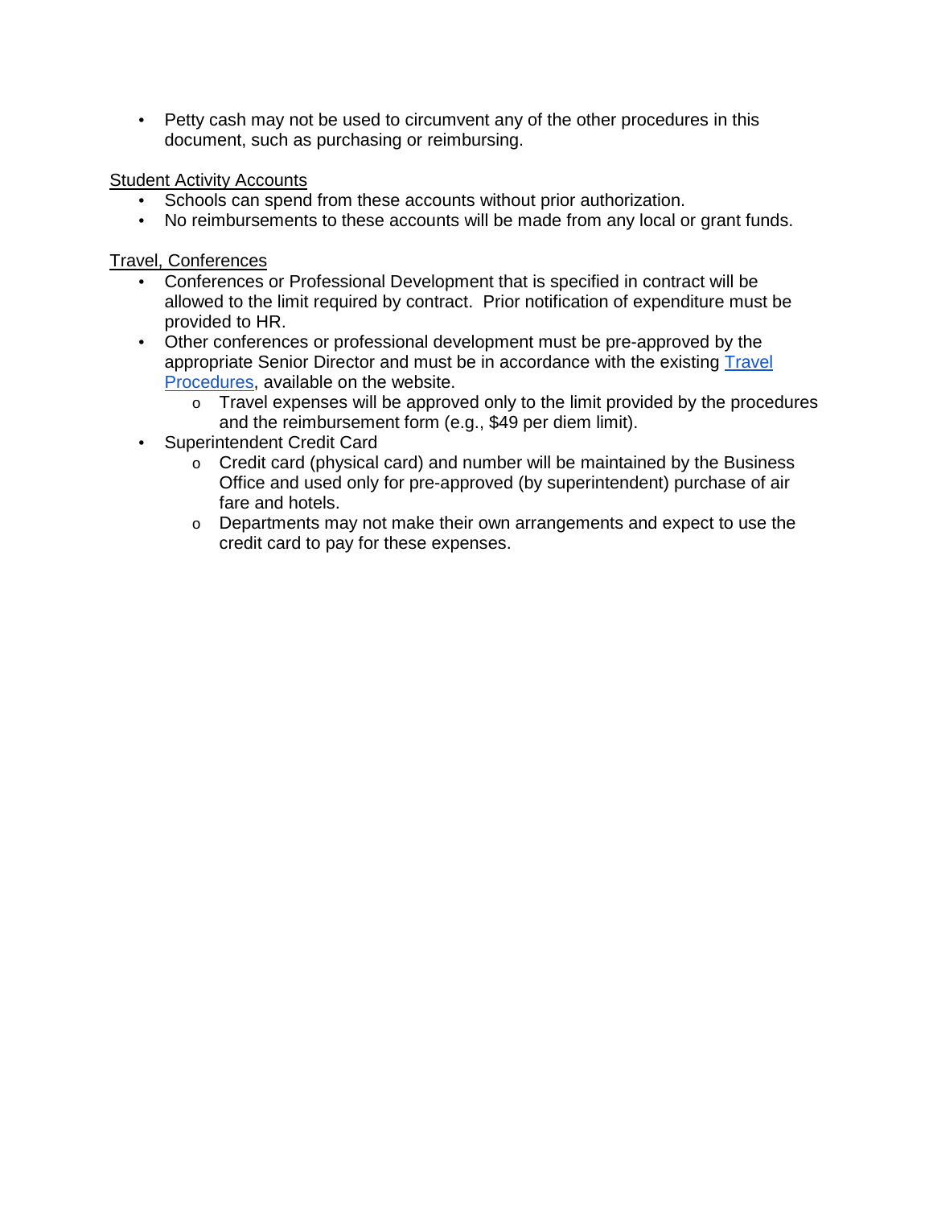- Petty cash may not be used to circumvent any of the other procedures in this document, such as purchasing or reimbursing.

Student Activity Accounts

- Schools can spend from these accounts without prior authorization.
- No reimbursements to these accounts will be made from any local or grant funds.

Travel, Conferences

- Conferences or Professional Development that is specified in contract will be allowed to the limit required by contract. Prior notification of expenditure must be provided to HR.
- Other conferences or professional development must be pre-approved by the appropriate Senior Director and must be in accordance with the existing Travel Procedures, available on the website.
  - Travel expenses will be approved only to the limit provided by the procedures and the reimbursement form (e.g., $49 per diem limit).
- Superintendent Credit Card
  - Credit card (physical card) and number will be maintained by the Business Office and used only for pre-approved (by superintendent) purchase of air fare and hotels.
  - Departments may not make their own arrangements and expect to use the credit card to pay for these expenses.